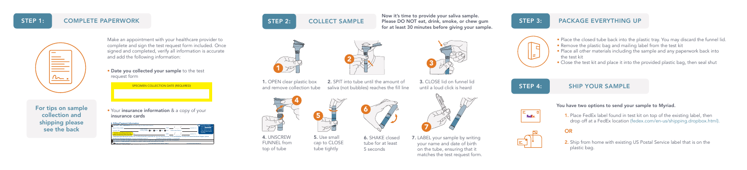## STEP 1: COMPLETE PAPERWORK

For tips on sample collection and shipping please see the back

Make an appointment with your healthcare provider to complete and sign the test request form included. Once signed and completed, verify all information is accurate and add the following information:

- **Date you collected your sample** to the test request form

SPECIMEN COLLECTION DATE (REQUIRED)

- Your **insurance information** & a copy of your **insurance cards**

## STEP 2: COLLECT SAMPLE

**Now it's time to provide your saliva sample. Please DO NOT eat, drink, smoke, or chew gum for at least 30 minutes before giving your sample.**

**1.** OPEN clear plastic box and remove collection tube

**2.** SPIT into tube until the amount of saliva (not bubbles) reaches the fill line

**3.** CLOSE lid on funnel lid until a loud click is heard

**4.** UNSCREW FUNNEL from top of tube

**5.** Use small cap to CLOSE tube tightly

**6.** SHAKE closed tube for at least 5 seconds

**7.** LABEL your sample by writing your name and date of birth on the tube, ensuring that it matches the test request form.

## STEP 3: PACKAGE EVERYTHING UP

- Place the closed tube back into the plastic tray. You may discard the funnel lid.
- Remove the plastic bag and mailing label from the test kit
- Place all other materials including the sample and any paperwork back into the test kit
- Close the test kit and place it into the provided plastic bag, then seal shut

## STEP 4: SHIP YOUR SAMPLE

**You have two options to send your sample to Myriad.**

**1.** Place FedEx label found in test kit on top of the existing label, then drop off at a FedEx location (fedex.com/en-us/shipping.dropbox.html).

**OR**

**2.** Ship from home with existing US Postal Service label that is on the plastic bag.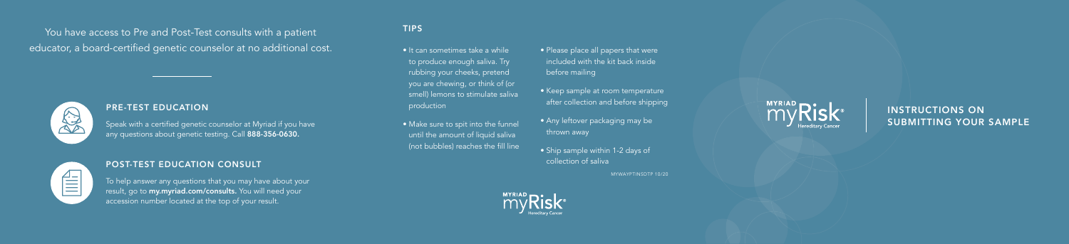You have access to Pre and Post-Test consults with a patient educator, a board-certified genetic counselor at no additional cost.

## PRE-TEST EDUCATION

Speak with a certified genetic counselor at Myriad if you have any questions about genetic testing. Call **888-356-0630.**

## POST-TEST EDUCATION CONSULT

To help answer any questions that you may have about your result, go to **my.myriad.com/consults.** You will need your accession number located at the top of your result.

## TIPS

- It can sometimes take a while to produce enough saliva. Try rubbing your cheeks, pretend you are chewing, or think of (or smell) lemons to stimulate saliva production
- Make sure to spit into the funnel until the amount of liquid saliva (not bubbles) reaches the fill line
- Please place all papers that were included with the kit back inside before mailing
- Keep sample at room temperature after collection and before shipping
- Any leftover packaging may be thrown away
- Ship sample within 1-2 days of collection of saliva

MYWAYPTINSOTP 10/20

MYRIAD myRisk® Hereditary Cancer

MYRIAD myRisk® Hereditary Cancer

# INSTRUCTIONS ON SUBMITTING YOUR SAMPLE